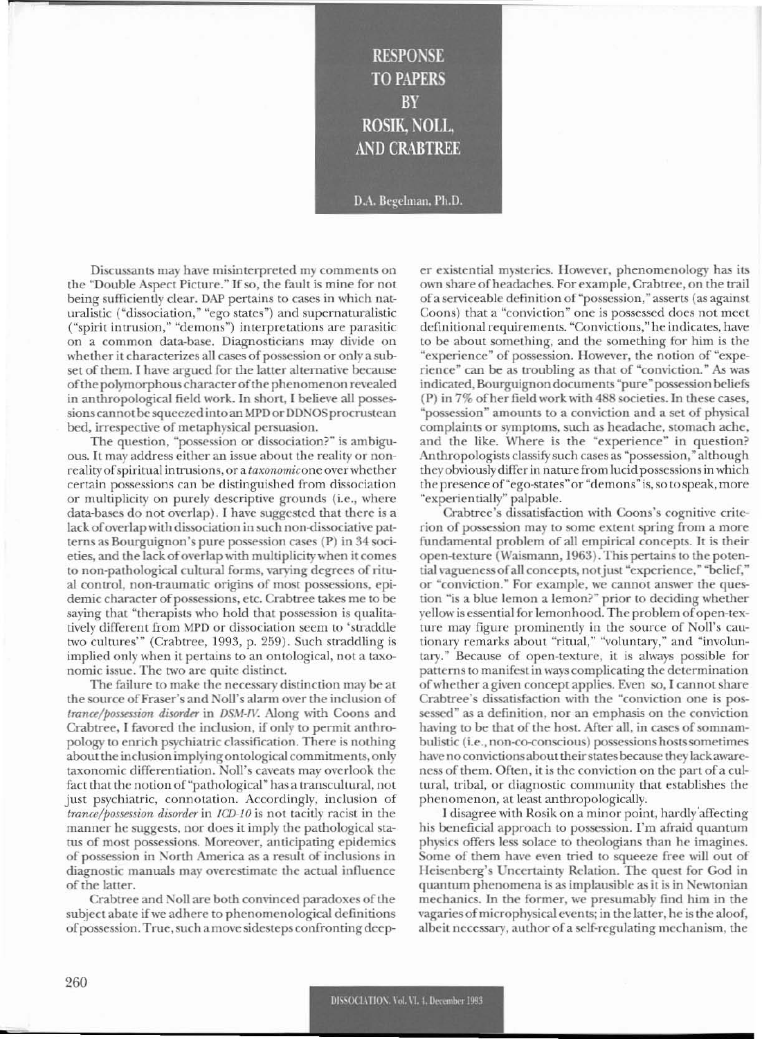# RESPONSE TO PAPERS BY ROSIK, NOLL, AND CRABTREE

D.A. Begelman, Ph.D.

Discussants may have misinterpreted my comments on the "Double Aspect Picture." If so, the fault is mine for not being sufficiently clear. DAP pertains to cases in which naturalistic ("dissociation," "ego states") and supernaturalistic ("spirit intrusion," "demons") interpretations are parasitic on a common data-base. Diagnosticians may divide on whether it characterizes all cases of possession or only a subset of them. I have argued for the latter alternative because of the polymorphous character of the phenomenon revealed in anthropological field work. In short, I believe all possessions cannot be squeezed into an MPD or DDNOS procrustean bed, irrespective of metaphysical persuasion.

The question, "possession or dissociation?" is ambiguous. It may address either an issue about the reality or non-reality of spiritual intrusions, or a *taxonomic* one over whether certain possessions can be distinguished from dissociation or multiplicity on purely descriptive grounds (i.e., where data-bases do not overlap). I have suggested that there is a lack of overlap with dissociation in such non-dissociative patterns as Bourguignon's pure possession cases (P) in 34 societies, and the lack of overlap with multiplicity when it comes to non-pathological cultural forms, varying degrees of ritual control, non-traumatic origins of most possessions, epidemic character of possessions, etc. Crabtree takes me to be saying that "therapists who hold that possession is qualitatively different from MPD or dissociation seem to 'straddle two cultures'" (Crabtree, 1993, p. 259). Such straddling is implied only when it pertains to an ontological, not a taxonomic issue. The two are quite distinct.

The failure to make the necessary distinction may be at the source of Fraser's and Noll's alarm over the inclusion of *trance/possession disorder* in *DSM-IV*. Along with Coons and Crabtree, I favored the inclusion, if only to permit anthropology to enrich psychiatric classification. There is nothing about the inclusion implying ontological commitments, only taxonomic differentiation. Noll's caveats may overlook the fact that the notion of "pathological" has a transcultural, not just psychiatric, connotation. Accordingly, inclusion of *trance/possession disorder* in *ICD-10* is not tacitly racist in the manner he suggests, nor does it imply the pathological status of most possessions. Moreover, anticipating epidemics of possession in North America as a result of inclusions in diagnostic manuals may overestimate the actual influence of the latter.

Crabtree and Noll are both convinced paradoxes of the subject abate if we adhere to phenomenological definitions of possession. True, such a move sidesteps confronting deeper existential mysteries. However, phenomenology has its own share of headaches. For example, Crabtree, on the trail of a serviceable definition of "possession," asserts (as against Coons) that a "conviction" one is possessed does not meet definitional requirements. "Convictions," he indicates, have to be about something, and the something for him is the "experience" of possession. However, the notion of "experience" can be as troubling as that of "conviction." As was indicated, Bourguignon documents "pure" possession beliefs (P) in 7% of her field work with 488 societies. In these cases, "possession" amounts to a conviction and a set of physical complaints or symptoms, such as headache, stomach ache, and the like. Where is the "experience" in question? Anthropologists classify such cases as "possession," although they obviously differ in nature from lucid possessions in which the presence of "ego-states" or "demons" is, so to speak, more "experientially" palpable.

Crabtree's dissatisfaction with Coons's cognitive criterion of possession may to some extent spring from a more fundamental problem of all empirical concepts. It is their open-texture (Waismann, 1963). This pertains to the potential vagueness of all concepts, not just "experience," "belief," or "conviction." For example, we cannot answer the question "is a blue lemon a lemon?" prior to deciding whether yellow is essential for lemonhood. The problem of open-texture may figure prominently in the source of Noll's cautionary remarks about "ritual," "voluntary," and "involuntary." Because of open-texture, it is always possible for patterns to manifest in ways complicating the determination of whether a given concept applies. Even so, I cannot share Crabtree's dissatisfaction with the "conviction one is possessed" as a definition, nor an emphasis on the conviction having to be that of the host. After all, in cases of somnambulistic (i.e., non-co-conscious) possessions hosts sometimes have no convictions about their states because they lack awareness of them. Often, it is the conviction on the part of a cultural, tribal, or diagnostic community that establishes the phenomenon, at least anthropologically.

I disagree with Rosik on a minor point, hardly affecting his beneficial approach to possession. I'm afraid quantum physics offers less solace to theologians than he imagines. Some of them have even tried to squeeze free will out of Heisenberg's Uncertainty Relation. The quest for God in quantum phenomena is as implausible as it is in Newtonian mechanics. In the former, we presumably find him in the vagaries of microphysical events; in the latter, he is the aloof, albeit necessary, author of a self-regulating mechanism, the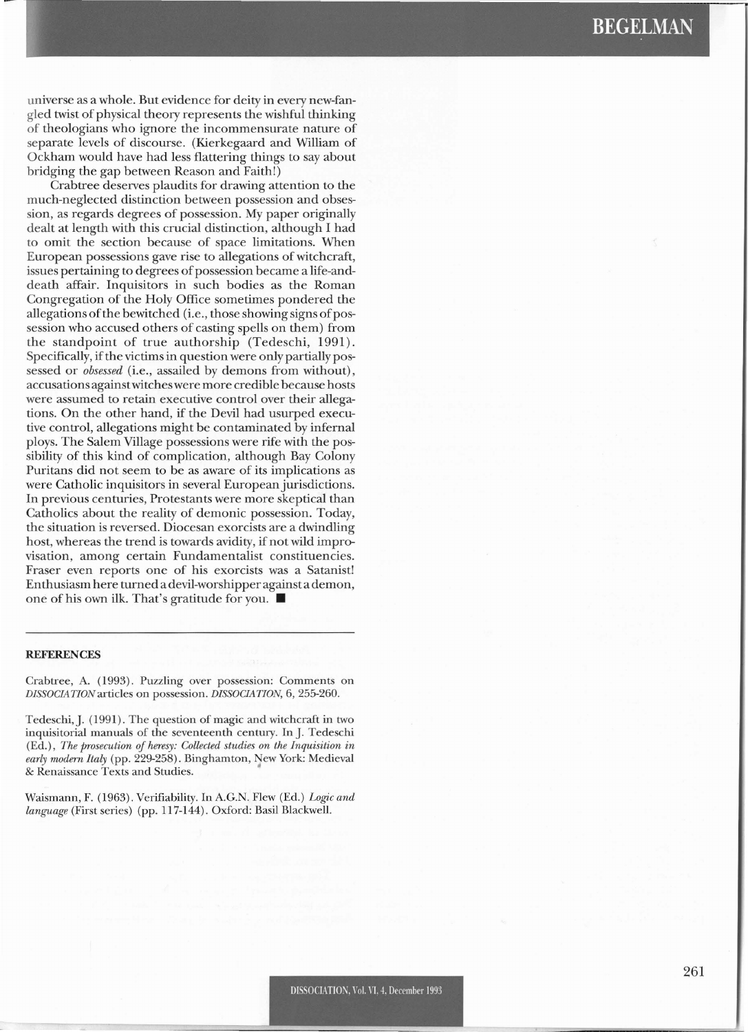universe as a whole. But evidence for deity in every new-fangled twist of physical theory represents the wishful thinking of theologians who ignore the incommensurate nature of separate levels of discourse. (Kierkegaard and William of Ockham would have had less flattering things to say about bridging the gap between Reason and Faith!)

Crabtree deserves plaudits for drawing attention to the much-neglected distinction between possession and obsession, as regards degrees of possession. My paper originally dealt at length with this crucial distinction, although I had to omit the section because of space limitations. When European possessions gave rise to allegations of witchcraft, issues pertaining to degrees of possession became a life-and-death affair. Inquisitors in such bodies as the Roman Congregation of the Holy Office sometimes pondered the allegations of the bewitched (i.e., those showing signs of possession who accused others of casting spells on them) from the standpoint of true authorship (Tedeschi, 1991). Specifically, if the victims in question were only partially possessed or *obsessed* (i.e., assailed by demons from without), accusations against witches were more credible because hosts were assumed to retain executive control over their allegations. On the other hand, if the Devil had usurped executive control, allegations might be contaminated by infernal ploys. The Salem Village possessions were rife with the possibility of this kind of complication, although Bay Colony Puritans did not seem to be as aware of its implications as were Catholic inquisitors in several European jurisdictions. In previous centuries, Protestants were more skeptical than Catholics about the reality of demonic possession. Today, the situation is reversed. Diocesan exorcists are a dwindling host, whereas the trend is towards avidity, if not wild improvisation, among certain Fundamentalist constituencies. Fraser even reports one of his exorcists was a Satanist! Enthusiasm here turned a devil-worshipper against a demon, one of his own ilk. That's gratitude for you. ■

## REFERENCES

Crabtree, A. (1993). Puzzling over possession: Comments on *DISSOCIATION* articles on possession. *DISSOCIATION*, 6, 255-260.

Tedeschi, J. (1991). The question of magic and witchcraft in two inquisitorial manuals of the seventeenth century. In J. Tedeschi (Ed.), *The prosecution of heresy: Collected studies on the Inquisition in early modern Italy* (pp. 229-258). Binghamton, New York: Medieval & Renaissance Texts and Studies.

Waismann, F. (1963). Verifiability. In A.G.N. Flew (Ed.) *Logic and language* (First series) (pp. 117-144). Oxford: Basil Blackwell.